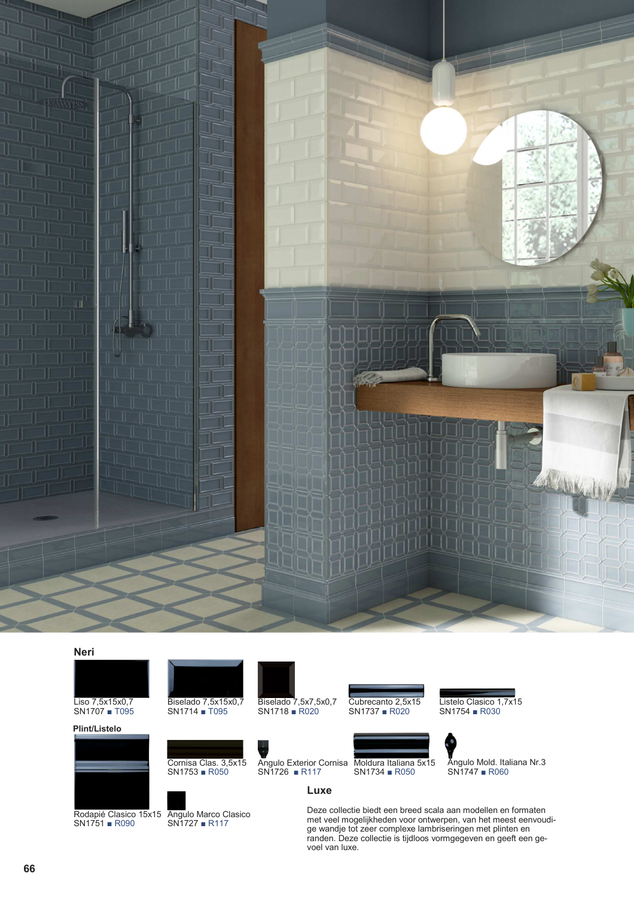## Neri

Liso 7,5x15x0,7
SN1707 ■ T095

Biselado 7,5x15x0,7
SN1714 ■ T095

Biselado 7,5x7,5x0,7
SN1718 ■ R020

Cubrecanto 2,5x15
SN1737 ■ R020

Listelo Clasico 1,7x15
SN1754 ■ R030

### Plint/Listelo

Rodapié Clasico 15x15
SN1751 ■ R090

Cornisa Clas. 3,5x15
SN1753 ■ R050

Angulo Marco Clasico
SN1727 ■ R117

Angulo Exterior Cornisa
SN1726 ■ R117

Moldura Italiana 5x15
SN1734 ■ R050

Angulo Mold. Italiana Nr.3
SN1747 ■ R060

## Luxe

Deze collectie biedt een breed scala aan modellen en formaten met veel mogelijkheden voor ontwerpen, van het meest eenvoudige wandje tot zeer complexe lambriseringen met plinten en randen. Deze collectie is tijdloos vormgegeven en geeft een gevoel van luxe.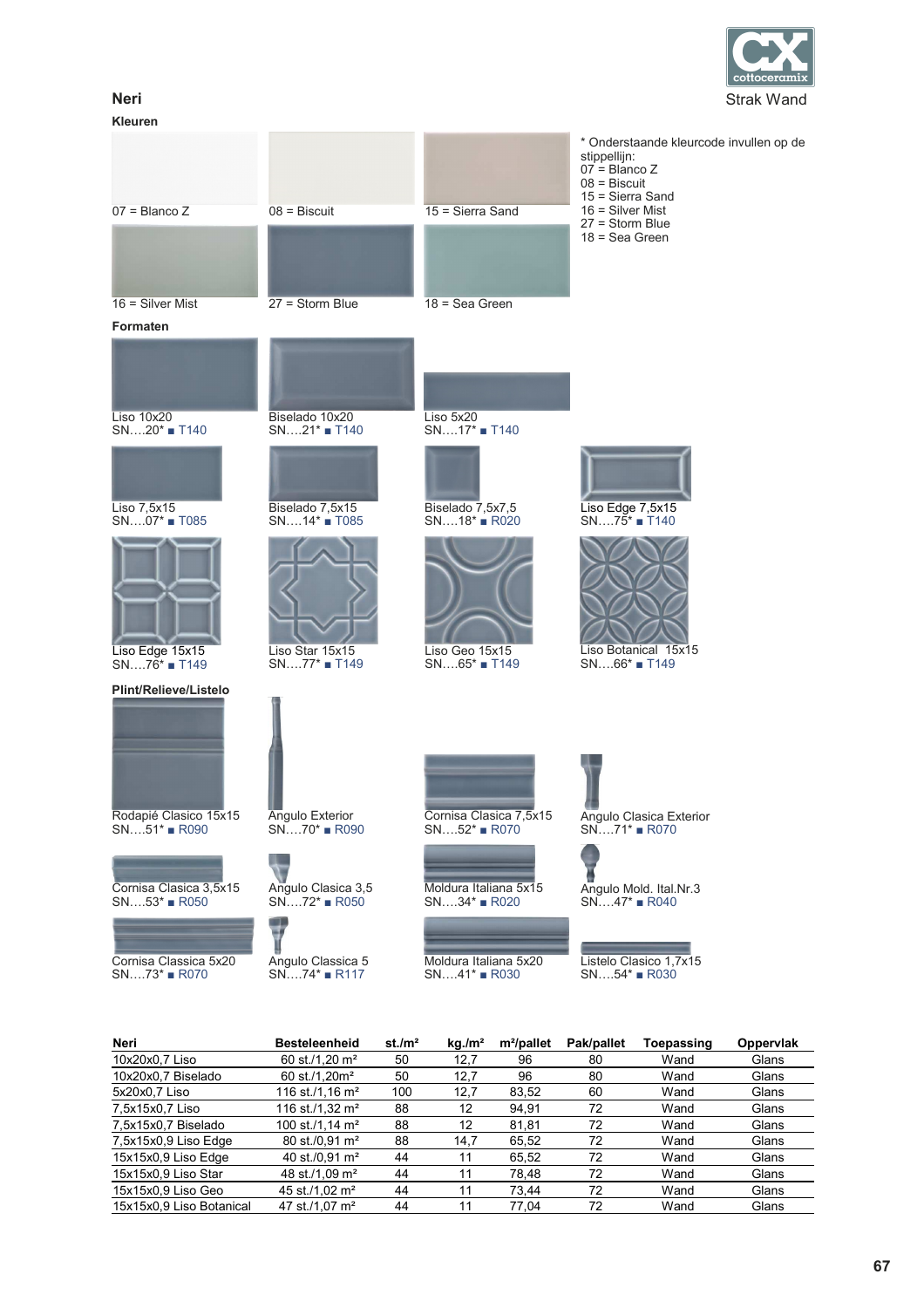cottoceramix

Strak Wand

## Neri

### Kleuren

07 = Blanco Z

08 = Biscuit

15 = Sierra Sand

16 = Silver Mist

27 = Storm Blue

18 = Sea Green

* Onderstaande kleurcode invullen op de stippellijn:
07 = Blanco Z
08 = Biscuit
15 = Sierra Sand
16 = Silver Mist
27 = Storm Blue
18 = Sea Green

### Formaten

Liso 10x20
SN....20* ■ T140

Biselado 10x20
SN....21* ■ T140

Liso 5x20
SN....17* ■ T140

Liso 7,5x15
SN....07* ■ T085

Biselado 7,5x15
SN....14* ■ T085

Biselado 7,5x7,5
SN....18* ■ R020

Liso Edge 7,5x15
SN....75* ■ T140

Liso Edge 15x15
SN....76* ■ T149

Liso Star 15x15
SN....77* ■ T149

Liso Geo 15x15
SN....65* ■ T149

Liso Botanical 15x15
SN....66* ■ T149

### Plint/Relieve/Listelo

Rodapié Clasico 15x15
SN....51* ■ R090

Angulo Exterior
SN....70* ■ R090

Cornisa Clasica 7,5x15
SN....52* ■ R070

Angulo Clasica Exterior
SN....71* ■ R070

Cornisa Clasica 3,5x15
SN....53* ■ R050

Angulo Clasica 3,5
SN....72* ■ R050

Moldura Italiana 5x15
SN....34* ■ R020

Angulo Mold. Ital.Nr.3
SN....47* ■ R040

Cornisa Classica 5x20
SN....73* ■ R070

Angulo Classica 5
SN....74* ■ R117

Moldura Italiana 5x20
SN....41* ■ R030

Listelo Clasico 1,7x15
SN....54* ■ R030

| Neri | Besteleenheid | st./m² | kg./m² | m²/pallet | Pak/pallet | Toepassing | Oppervlak |
|---|---|---|---|---|---|---|---|
| 10x20x0,7 Liso | 60 st./1,20 m² | 50 | 12,7 | 96 | 80 | Wand | Glans |
| 10x20x0,7 Biselado | 60 st./1,20m² | 50 | 12,7 | 96 | 80 | Wand | Glans |
| 5x20x0,7 Liso | 116 st./1,16 m² | 100 | 12,7 | 83,52 | 60 | Wand | Glans |
| 7,5x15x0,7 Liso | 116 st./1,32 m² | 88 | 12 | 94,91 | 72 | Wand | Glans |
| 7,5x15x0,7 Biselado | 100 st./1,14 m² | 88 | 12 | 81,81 | 72 | Wand | Glans |
| 7,5x15x0,9 Liso Edge | 80 st./0,91 m² | 88 | 14,7 | 65,52 | 72 | Wand | Glans |
| 15x15x0,9 Liso Edge | 40 st./0,91 m² | 44 | 11 | 65,52 | 72 | Wand | Glans |
| 15x15x0,9 Liso Star | 48 st./1,09 m² | 44 | 11 | 78,48 | 72 | Wand | Glans |
| 15x15x0,9 Liso Geo | 45 st./1,02 m² | 44 | 11 | 73,44 | 72 | Wand | Glans |
| 15x15x0,9 Liso Botanical | 47 st./1,07 m² | 44 | 11 | 77,04 | 72 | Wand | Glans |